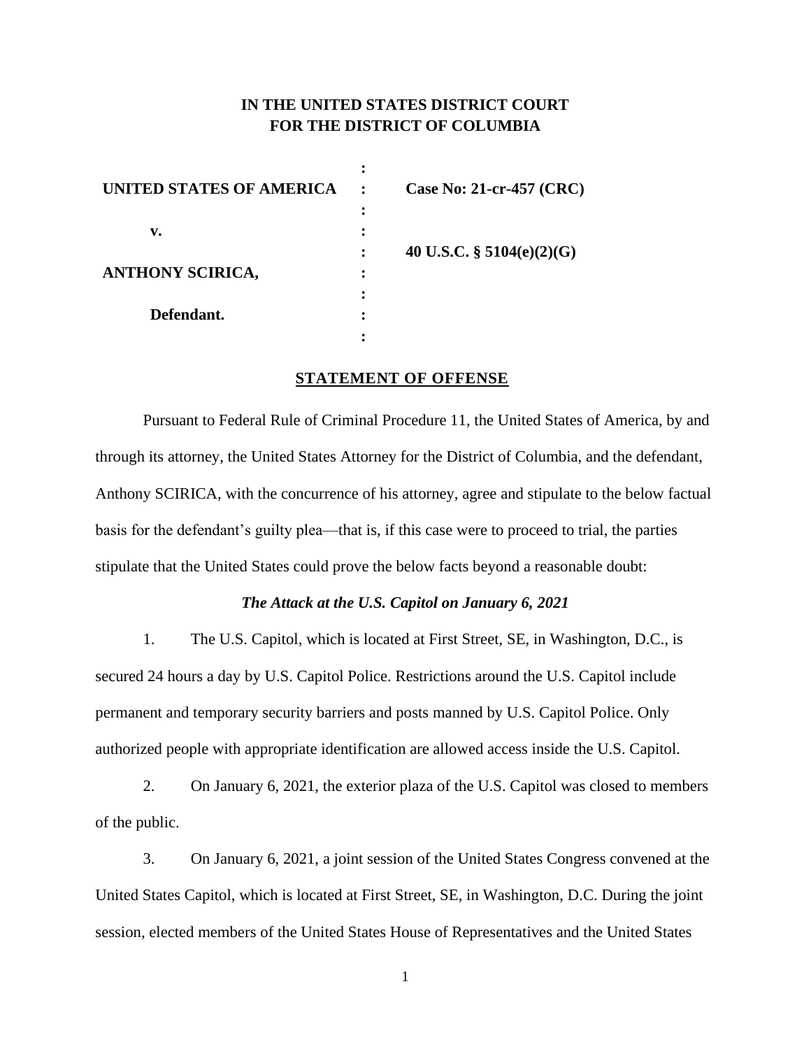# IN THE UNITED STATES DISTRICT COURT FOR THE DISTRICT OF COLUMBIA

| | | |
|---|---|---|
| **UNITED STATES OF AMERICA** | : | **Case No: 21-cr-457 (CRC)** |
| **v.** | : | |
| | : | **40 U.S.C. § 5104(e)(2)(G)** |
| **ANTHONY SCIRICA,** | : | |
| **Defendant.** | : | |

## STATEMENT OF OFFENSE

Pursuant to Federal Rule of Criminal Procedure 11, the United States of America, by and through its attorney, the United States Attorney for the District of Columbia, and the defendant, Anthony SCIRICA, with the concurrence of his attorney, agree and stipulate to the below factual basis for the defendant's guilty plea—that is, if this case were to proceed to trial, the parties stipulate that the United States could prove the below facts beyond a reasonable doubt:

### *The Attack at the U.S. Capitol on January 6, 2021*

1. The U.S. Capitol, which is located at First Street, SE, in Washington, D.C., is secured 24 hours a day by U.S. Capitol Police. Restrictions around the U.S. Capitol include permanent and temporary security barriers and posts manned by U.S. Capitol Police. Only authorized people with appropriate identification are allowed access inside the U.S. Capitol.

2. On January 6, 2021, the exterior plaza of the U.S. Capitol was closed to members of the public.

3. On January 6, 2021, a joint session of the United States Congress convened at the United States Capitol, which is located at First Street, SE, in Washington, D.C. During the joint session, elected members of the United States House of Representatives and the United States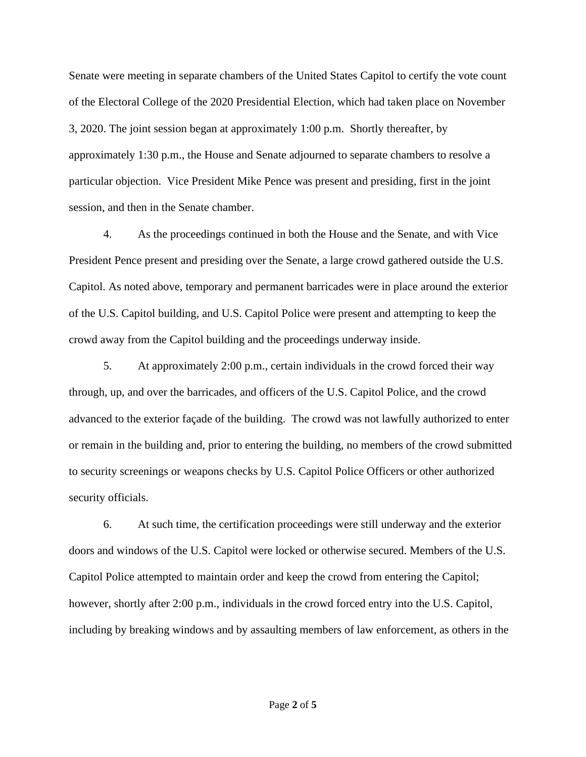Senate were meeting in separate chambers of the United States Capitol to certify the vote count of the Electoral College of the 2020 Presidential Election, which had taken place on November 3, 2020. The joint session began at approximately 1:00 p.m. Shortly thereafter, by approximately 1:30 p.m., the House and Senate adjourned to separate chambers to resolve a particular objection. Vice President Mike Pence was present and presiding, first in the joint session, and then in the Senate chamber.

4. As the proceedings continued in both the House and the Senate, and with Vice President Pence present and presiding over the Senate, a large crowd gathered outside the U.S. Capitol. As noted above, temporary and permanent barricades were in place around the exterior of the U.S. Capitol building, and U.S. Capitol Police were present and attempting to keep the crowd away from the Capitol building and the proceedings underway inside.

5. At approximately 2:00 p.m., certain individuals in the crowd forced their way through, up, and over the barricades, and officers of the U.S. Capitol Police, and the crowd advanced to the exterior façade of the building. The crowd was not lawfully authorized to enter or remain in the building and, prior to entering the building, no members of the crowd submitted to security screenings or weapons checks by U.S. Capitol Police Officers or other authorized security officials.

6. At such time, the certification proceedings were still underway and the exterior doors and windows of the U.S. Capitol were locked or otherwise secured. Members of the U.S. Capitol Police attempted to maintain order and keep the crowd from entering the Capitol; however, shortly after 2:00 p.m., individuals in the crowd forced entry into the U.S. Capitol, including by breaking windows and by assaulting members of law enforcement, as others in the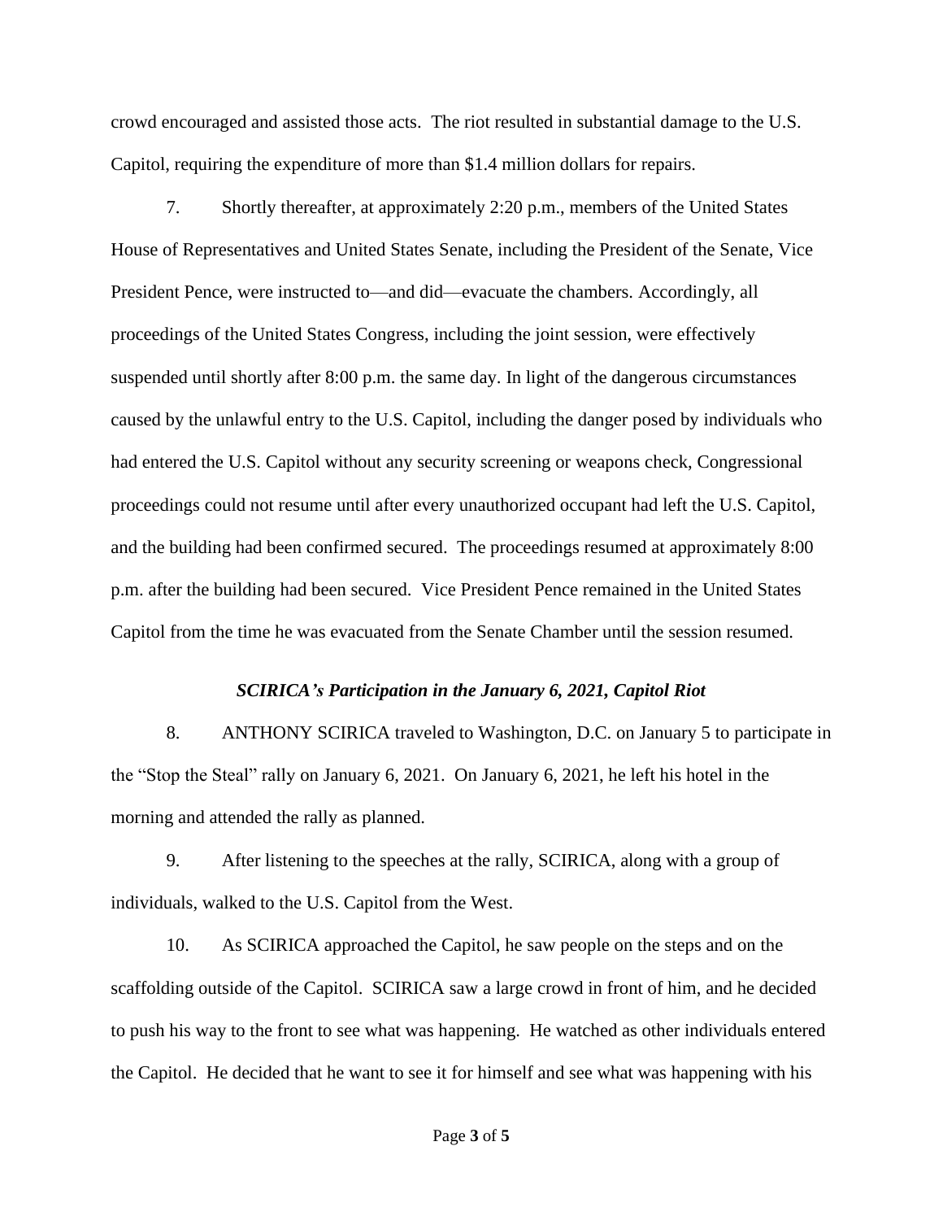crowd encouraged and assisted those acts. The riot resulted in substantial damage to the U.S. Capitol, requiring the expenditure of more than $1.4 million dollars for repairs.

7. Shortly thereafter, at approximately 2:20 p.m., members of the United States House of Representatives and United States Senate, including the President of the Senate, Vice President Pence, were instructed to—and did—evacuate the chambers. Accordingly, all proceedings of the United States Congress, including the joint session, were effectively suspended until shortly after 8:00 p.m. the same day. In light of the dangerous circumstances caused by the unlawful entry to the U.S. Capitol, including the danger posed by individuals who had entered the U.S. Capitol without any security screening or weapons check, Congressional proceedings could not resume until after every unauthorized occupant had left the U.S. Capitol, and the building had been confirmed secured. The proceedings resumed at approximately 8:00 p.m. after the building had been secured. Vice President Pence remained in the United States Capitol from the time he was evacuated from the Senate Chamber until the session resumed.

### *SCIRICA's Participation in the January 6, 2021, Capitol Riot*

8. ANTHONY SCIRICA traveled to Washington, D.C. on January 5 to participate in the "Stop the Steal" rally on January 6, 2021. On January 6, 2021, he left his hotel in the morning and attended the rally as planned.

9. After listening to the speeches at the rally, SCIRICA, along with a group of individuals, walked to the U.S. Capitol from the West.

10. As SCIRICA approached the Capitol, he saw people on the steps and on the scaffolding outside of the Capitol. SCIRICA saw a large crowd in front of him, and he decided to push his way to the front to see what was happening. He watched as other individuals entered the Capitol. He decided that he want to see it for himself and see what was happening with his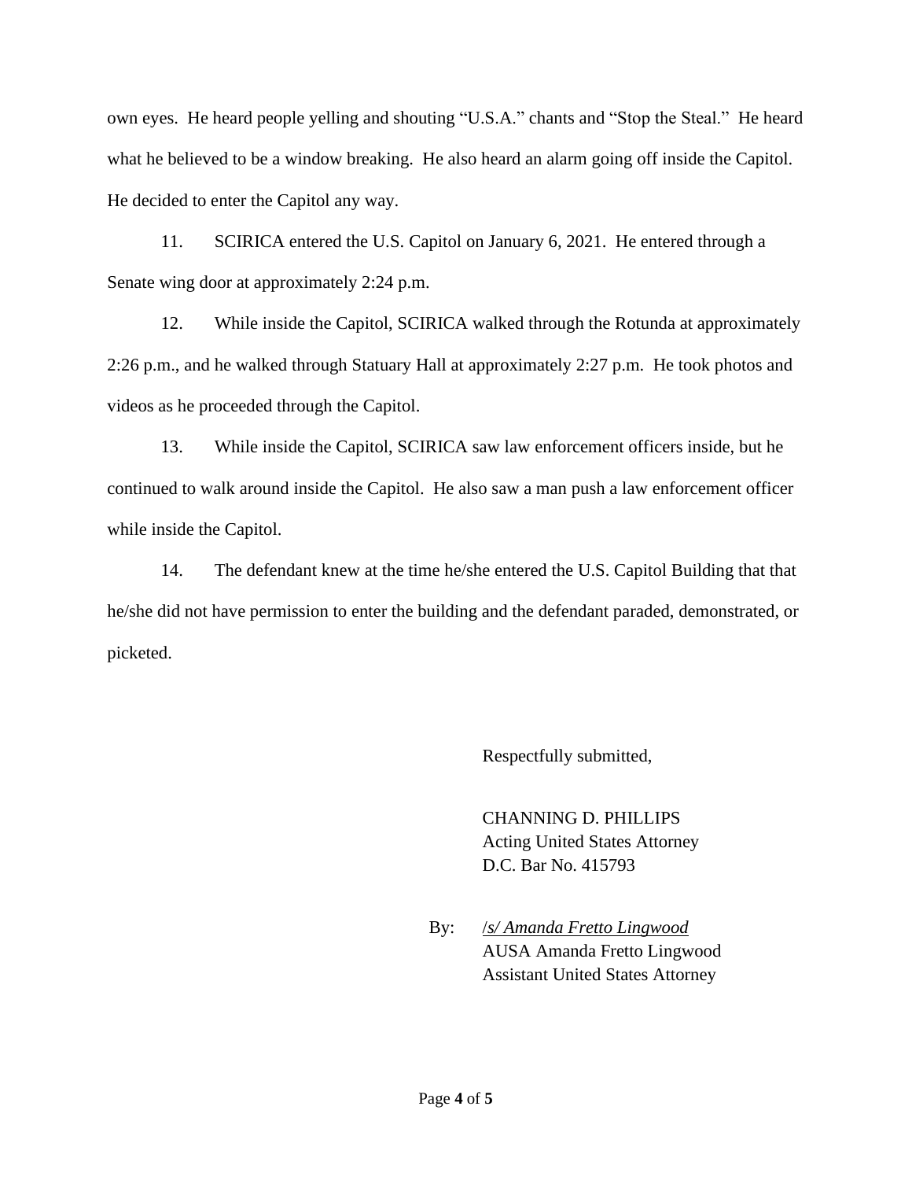own eyes. He heard people yelling and shouting "U.S.A." chants and "Stop the Steal." He heard what he believed to be a window breaking. He also heard an alarm going off inside the Capitol. He decided to enter the Capitol any way.

11. SCIRICA entered the U.S. Capitol on January 6, 2021. He entered through a Senate wing door at approximately 2:24 p.m.

12. While inside the Capitol, SCIRICA walked through the Rotunda at approximately 2:26 p.m., and he walked through Statuary Hall at approximately 2:27 p.m. He took photos and videos as he proceeded through the Capitol.

13. While inside the Capitol, SCIRICA saw law enforcement officers inside, but he continued to walk around inside the Capitol. He also saw a man push a law enforcement officer while inside the Capitol.

14. The defendant knew at the time he/she entered the U.S. Capitol Building that that he/she did not have permission to enter the building and the defendant paraded, demonstrated, or picketed.

Respectfully submitted,

CHANNING D. PHILLIPS
Acting United States Attorney
D.C. Bar No. 415793

By: */s/ Amanda Fretto Lingwood*
AUSA Amanda Fretto Lingwood
Assistant United States Attorney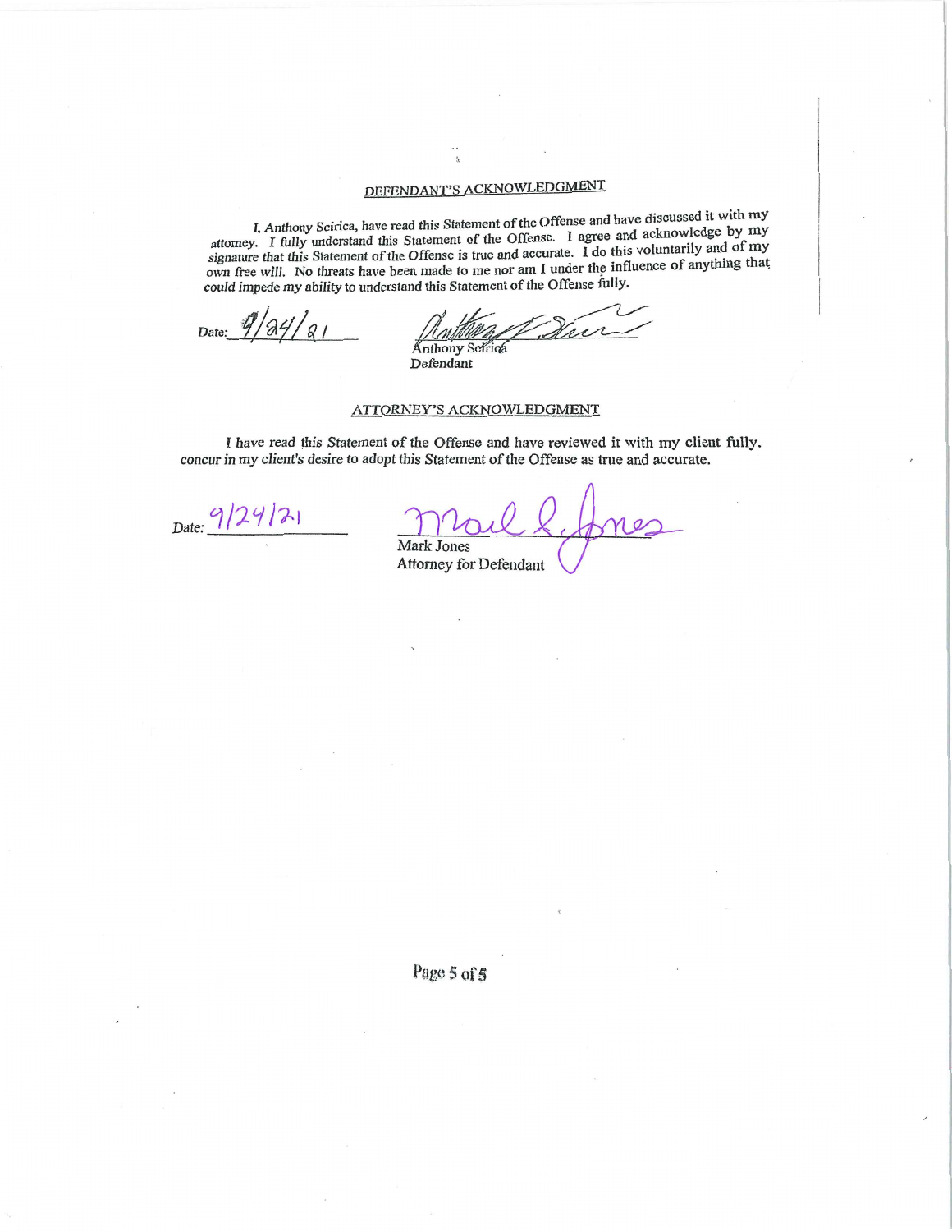## DEFENDANT'S ACKNOWLEDGMENT

I, Anthony Scirica, have read this Statement of the Offense and have discussed it with my attorney. I fully understand this Statement of the Offense. I agree and acknowledge by my signature that this Statement of the Offense is true and accurate. I do this voluntarily and of my own free will. No threats have been made to me nor am I under the influence of anything that could impede my ability to understand this Statement of the Offense fully.

Date: 9/24/21

Anthony Scirica
Defendant

## ATTORNEY'S ACKNOWLEDGMENT

I have read this Statement of the Offense and have reviewed it with my client fully. concur in my client's desire to adopt this Statement of the Offense as true and accurate.

Date: 9/24/21

Mark Jones
Attorney for Defendant